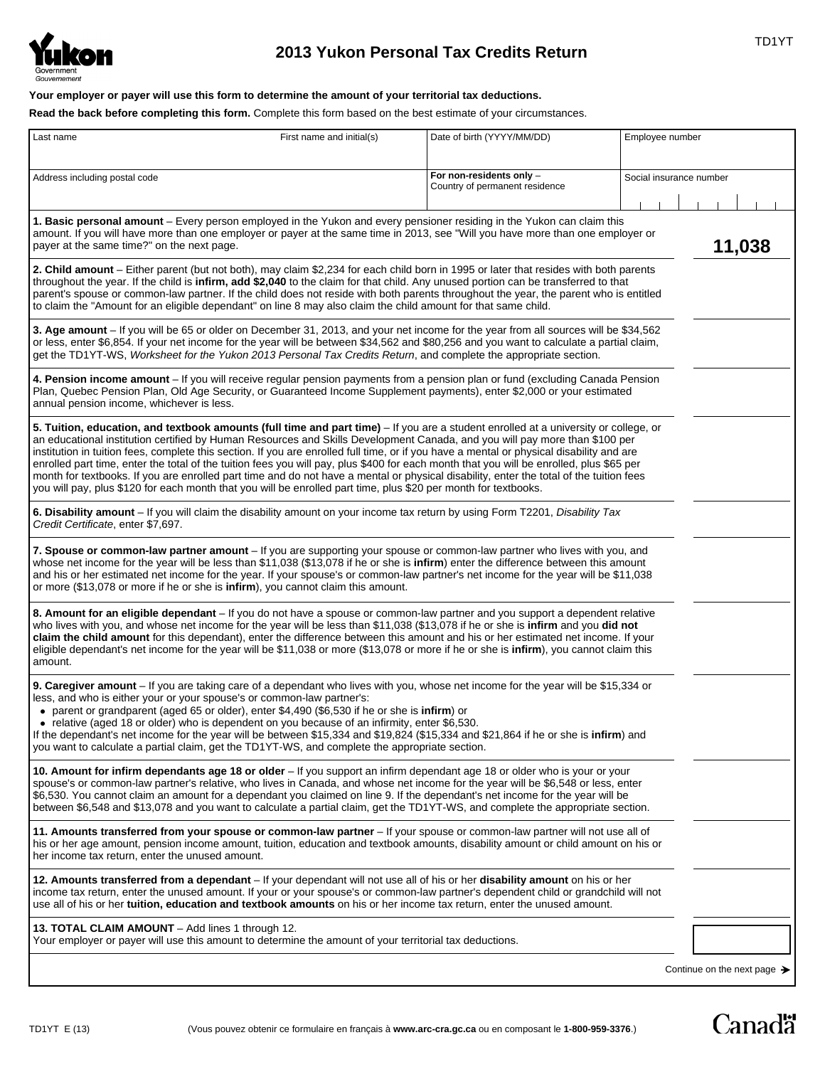# 2013 Yukon Personal Tax Credits Return

TD1YT

**Your employer or payer will use this form to determine the amount of your territorial tax deductions.**

**Read the back before completing this form.** Complete this form based on the best estimate of your circumstances.

| Last name | First name and initial(s) | Date of birth (YYYY/MM/DD) | Employee number |
|---|---|---|---|
| Address including postal code | | **For non-residents only** – Country of permanent residence | Social insurance number |

| | |
|---|---|
| **1. Basic personal amount** – Every person employed in the Yukon and every pensioner residing in the Yukon can claim this amount. If you will have more than one employer or payer at the same time in 2013, see "Will you have more than one employer or payer at the same time?" on the next page. | **11,038** |
| **2. Child amount** – Either parent (but not both), may claim $2,234 for each child born in 1995 or later that resides with both parents throughout the year. If the child is **infirm, add $2,040** to the claim for that child. Any unused portion can be transferred to that parent's spouse or common-law partner. If the child does not reside with both parents throughout the year, the parent who is entitled to claim the "Amount for an eligible dependant" on line 8 may also claim the child amount for that same child. | |
| **3. Age amount** – If you will be 65 or older on December 31, 2013, and your net income for the year from all sources will be $34,562 or less, enter $6,854. If your net income for the year will be between $34,562 and $80,256 and you want to calculate a partial claim, get the TD1YT-WS, *Worksheet for the Yukon 2013 Personal Tax Credits Return*, and complete the appropriate section. | |
| **4. Pension income amount** – If you will receive regular pension payments from a pension plan or fund (excluding Canada Pension Plan, Quebec Pension Plan, Old Age Security, or Guaranteed Income Supplement payments), enter $2,000 or your estimated annual pension income, whichever is less. | |
| **5. Tuition, education, and textbook amounts (full time and part time)** – If you are a student enrolled at a university or college, or an educational institution certified by Human Resources and Skills Development Canada, and you will pay more than $100 per institution in tuition fees, complete this section. If you are enrolled full time, or if you have a mental or physical disability and are enrolled part time, enter the total of the tuition fees you will pay, plus $400 for each month that you will be enrolled, plus $65 per month for textbooks. If you are enrolled part time and do not have a mental or physical disability, enter the total of the tuition fees you will pay, plus $120 for each month that you will be enrolled part time, plus $20 per month for textbooks. | |
| **6. Disability amount** – If you will claim the disability amount on your income tax return by using Form T2201, *Disability Tax Credit Certificate*, enter $7,697. | |
| **7. Spouse or common-law partner amount** – If you are supporting your spouse or common-law partner who lives with you, and whose net income for the year will be less than $11,038 ($13,078 if he or she is **infirm**) enter the difference between this amount and his or her estimated net income for the year. If your spouse's or common-law partner's net income for the year will be $11,038 or more ($13,078 or more if he or she is **infirm**), you cannot claim this amount. | |
| **8. Amount for an eligible dependant** – If you do not have a spouse or common-law partner and you support a dependent relative who lives with you, and whose net income for the year will be less than $11,038 ($13,078 if he or she is **infirm** and you **did not claim the child amount** for this dependant), enter the difference between this amount and his or her estimated net income. If your eligible dependant's net income for the year will be $11,038 or more ($13,078 or more if he or she is **infirm**), you cannot claim this amount. | |
| **9. Caregiver amount** – If you are taking care of a dependant who lives with you, whose net income for the year will be $15,334 or less, and who is either your or your spouse's or common-law partner's:<br>• parent or grandparent (aged 65 or older), enter $4,490 ($6,530 if he or she is **infirm**) or<br>• relative (aged 18 or older) who is dependent on you because of an infirmity, enter $6,530.<br>If the dependant's net income for the year will be between $15,334 and $19,824 ($15,334 and $21,864 if he or she is **infirm**) and you want to calculate a partial claim, get the TD1YT-WS, and complete the appropriate section. | |
| **10. Amount for infirm dependants age 18 or older** – If you support an infirm dependant age 18 or older who is your or your spouse's or common-law partner's relative, who lives in Canada, and whose net income for the year will be $6,548 or less, enter $6,530. You cannot claim an amount for a dependant you claimed on line 9. If the dependant's net income for the year will be between $6,548 and $13,078 and you want to calculate a partial claim, get the TD1YT-WS, and complete the appropriate section. | |
| **11. Amounts transferred from your spouse or common-law partner** – If your spouse or common-law partner will not use all of his or her age amount, pension income amount, tuition, education and textbook amounts, disability amount or child amount on his or her income tax return, enter the unused amount. | |
| **12. Amounts transferred from a dependant** – If your dependant will not use all of his or her **disability amount** on his or her income tax return, enter the unused amount. If your or your spouse's or common-law partner's dependent child or grandchild will not use all of his or her **tuition, education and textbook amounts** on his or her income tax return, enter the unused amount. | |
| **13. TOTAL CLAIM AMOUNT** – Add lines 1 through 12.<br>Your employer or payer will use this amount to determine the amount of your territorial tax deductions. | |

Continue on the next page ➔

TD1YT E (13) (Vous pouvez obtenir ce formulaire en français à **www.arc-cra.gc.ca** ou en composant le **1-800-959-3376**.)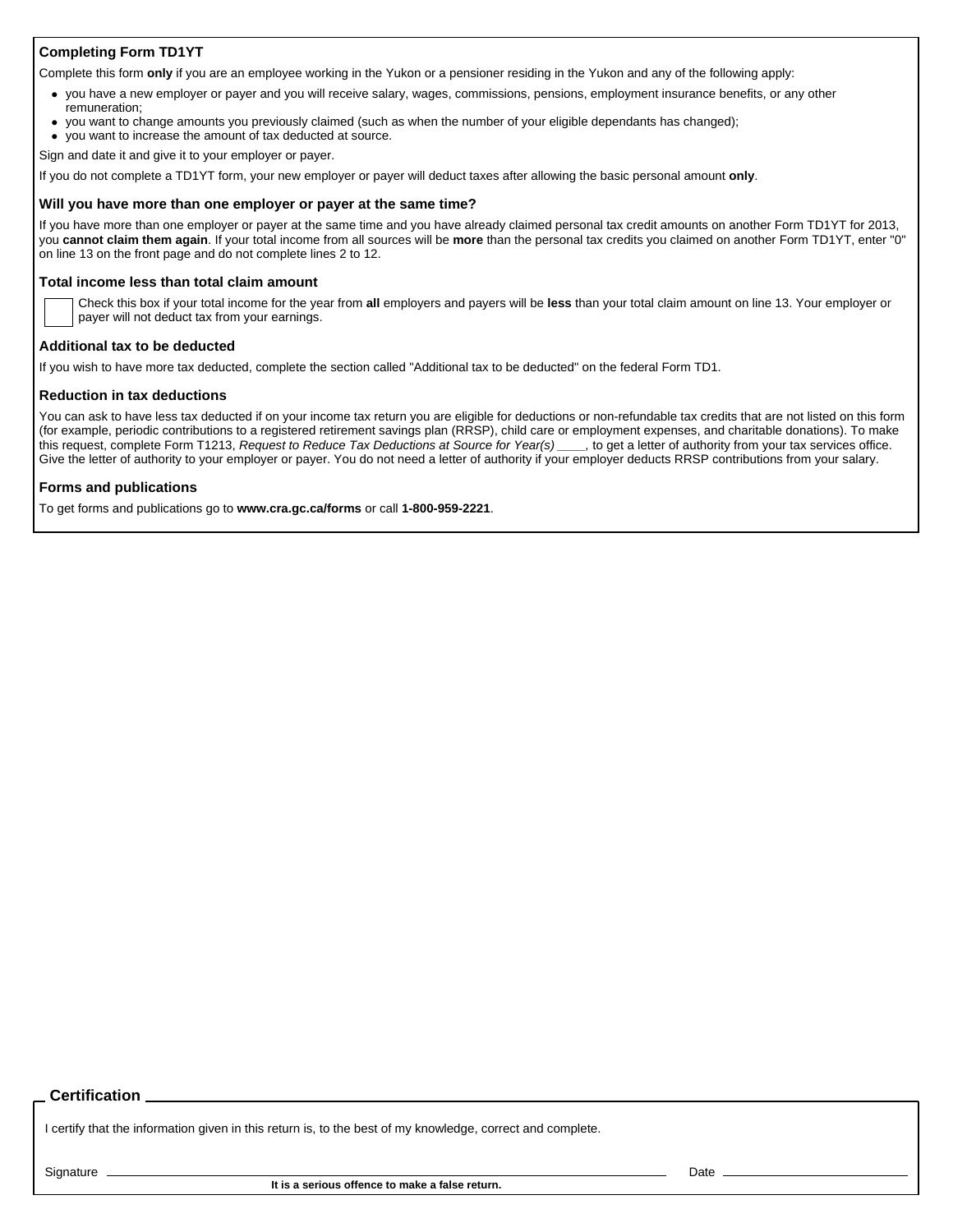### Completing Form TD1YT

Complete this form **only** if you are an employee working in the Yukon or a pensioner residing in the Yukon and any of the following apply:

- you have a new employer or payer and you will receive salary, wages, commissions, pensions, employment insurance benefits, or any other remuneration;
- you want to change amounts you previously claimed (such as when the number of your eligible dependants has changed);
- you want to increase the amount of tax deducted at source.

Sign and date it and give it to your employer or payer.

If you do not complete a TD1YT form, your new employer or payer will deduct taxes after allowing the basic personal amount **only**.

### Will you have more than one employer or payer at the same time?

If you have more than one employer or payer at the same time and you have already claimed personal tax credit amounts on another Form TD1YT for 2013, you **cannot claim them again**. If your total income from all sources will be **more** than the personal tax credits you claimed on another Form TD1YT, enter "0" on line 13 on the front page and do not complete lines 2 to 12.

### Total income less than total claim amount

☐ Check this box if your total income for the year from **all** employers and payers will be **less** than your total claim amount on line 13. Your employer or payer will not deduct tax from your earnings.

### Additional tax to be deducted

If you wish to have more tax deducted, complete the section called "Additional tax to be deducted" on the federal Form TD1.

### Reduction in tax deductions

You can ask to have less tax deducted if on your income tax return you are eligible for deductions or non-refundable tax credits that are not listed on this form (for example, periodic contributions to a registered retirement savings plan (RRSP), child care or employment expenses, and charitable donations). To make this request, complete Form T1213, *Request to Reduce Tax Deductions at Source for Year(s) ____*, to get a letter of authority from your tax services office. Give the letter of authority to your employer or payer. You do not need a letter of authority if your employer deducts RRSP contributions from your salary.

### Forms and publications

To get forms and publications go to **www.cra.gc.ca/forms** or call **1-800-959-2221**.

### Certification

I certify that the information given in this return is, to the best of my knowledge, correct and complete.

Signature ______________________________ Date ______________

**It is a serious offence to make a false return.**